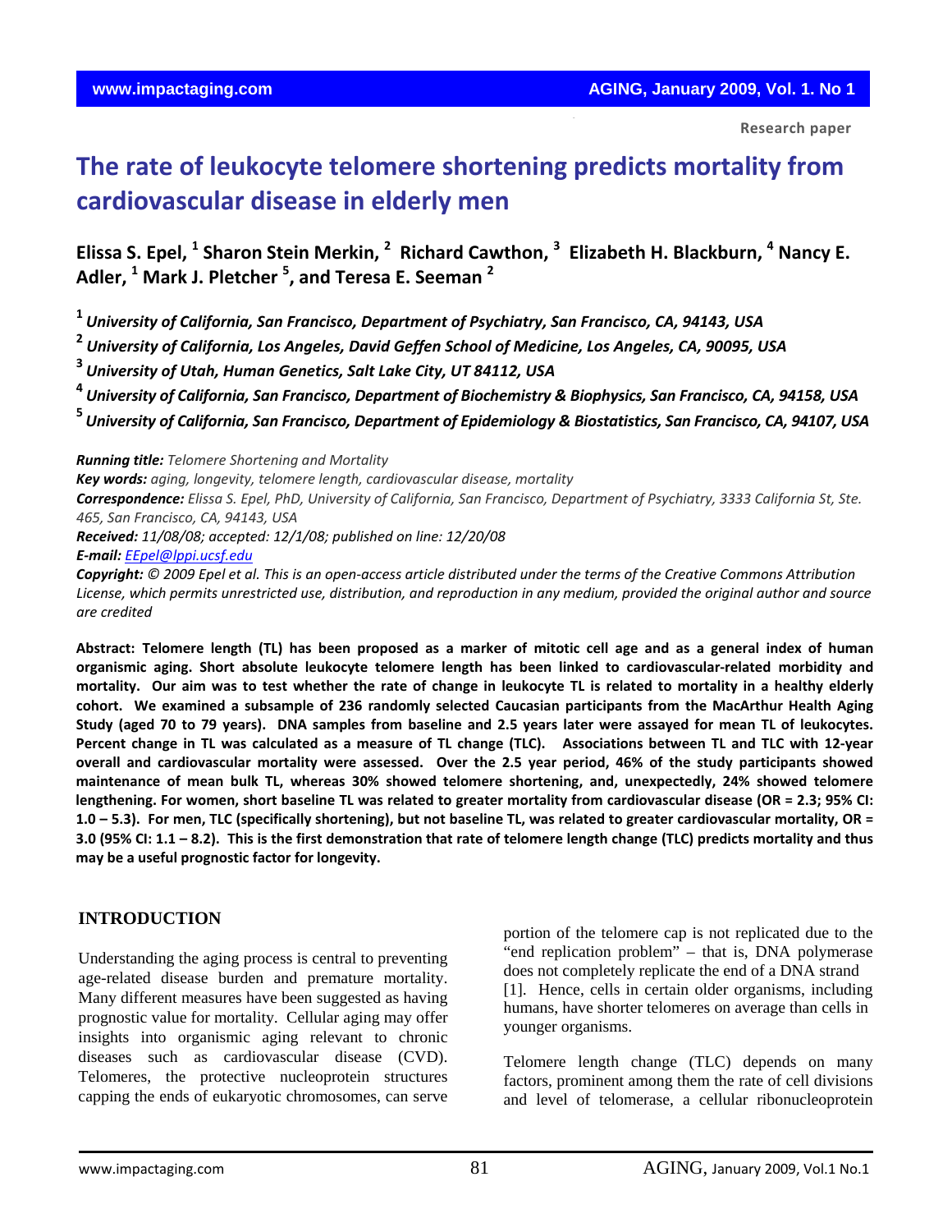Research paper

# The rate of leukocyte telomere shortening predicts mortality from cardiovascular disease in elderly men

**Elissa S. Epel, [1] Sharon Stein Merkin, [2] Richard Cawthon, [3] Elizabeth H. Blackburn, [4] Nancy E. Adler, [1] Mark J. Pletcher [5], and Teresa E. Seeman [2]**

[1] *University of California, San Francisco, Department of Psychiatry, San Francisco, CA, 94143, USA*

[2] *University of California, Los Angeles, David Geffen School of Medicine, Los Angeles, CA, 90095, USA*

[3] *University of Utah, Human Genetics, Salt Lake City, UT 84112, USA*

[4] *University of California, San Francisco, Department of Biochemistry & Biophysics, San Francisco, CA, 94158, USA*

[5] *University of California, San Francisco, Department of Epidemiology & Biostatistics, San Francisco, CA, 94107, USA*

***Running title:*** *Telomere Shortening and Mortality*

***Key words:*** *aging, longevity, telomere length, cardiovascular disease, mortality*

***Correspondence:*** *Elissa S. Epel, PhD, University of California, San Francisco, Department of Psychiatry, 3333 California St, Ste. 465, San Francisco, CA, 94143, USA*

***Received:*** *11/08/08; accepted: 12/1/08; published on line: 12/20/08*

***E-mail:*** *EEpel@lppi.ucsf.edu*

***Copyright:*** *© 2009 Epel et al. This is an open-access article distributed under the terms of the Creative Commons Attribution License, which permits unrestricted use, distribution, and reproduction in any medium, provided the original author and source are credited*

**Abstract: Telomere length (TL) has been proposed as a marker of mitotic cell age and as a general index of human organismic aging. Short absolute leukocyte telomere length has been linked to cardiovascular-related morbidity and mortality. Our aim was to test whether the rate of change in leukocyte TL is related to mortality in a healthy elderly cohort. We examined a subsample of 236 randomly selected Caucasian participants from the MacArthur Health Aging Study (aged 70 to 79 years). DNA samples from baseline and 2.5 years later were assayed for mean TL of leukocytes. Percent change in TL was calculated as a measure of TL change (TLC). Associations between TL and TLC with 12-year overall and cardiovascular mortality were assessed. Over the 2.5 year period, 46% of the study participants showed maintenance of mean bulk TL, whereas 30% showed telomere shortening, and, unexpectedly, 24% showed telomere lengthening. For women, short baseline TL was related to greater mortality from cardiovascular disease (OR = 2.3; 95% CI: 1.0 – 5.3). For men, TLC (specifically shortening), but not baseline TL, was related to greater cardiovascular mortality, OR = 3.0 (95% CI: 1.1 – 8.2). This is the first demonstration that rate of telomere length change (TLC) predicts mortality and thus may be a useful prognostic factor for longevity.**

## INTRODUCTION

Understanding the aging process is central to preventing age-related disease burden and premature mortality. Many different measures have been suggested as having prognostic value for mortality. Cellular aging may offer insights into organismic aging relevant to chronic diseases such as cardiovascular disease (CVD). Telomeres, the protective nucleoprotein structures capping the ends of eukaryotic chromosomes, can serve portion of the telomere cap is not replicated due to the "end replication problem" – that is, DNA polymerase does not completely replicate the end of a DNA strand [1]. Hence, cells in certain older organisms, including humans, have shorter telomeres on average than cells in younger organisms.

Telomere length change (TLC) depends on many factors, prominent among them the rate of cell divisions and level of telomerase, a cellular ribonucleoprotein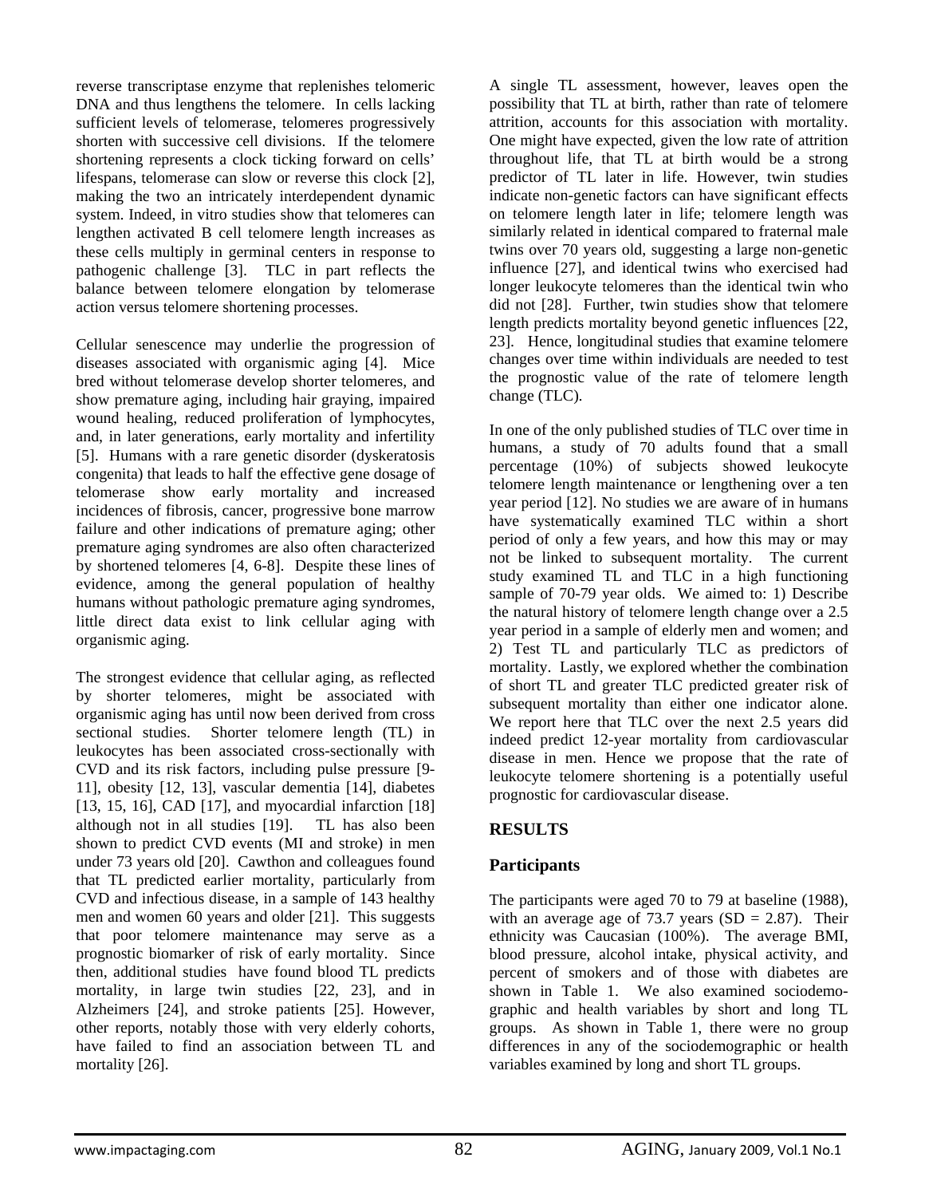reverse transcriptase enzyme that replenishes telomeric DNA and thus lengthens the telomere. In cells lacking sufficient levels of telomerase, telomeres progressively shorten with successive cell divisions. If the telomere shortening represents a clock ticking forward on cells' lifespans, telomerase can slow or reverse this clock [2], making the two an intricately interdependent dynamic system. Indeed, in vitro studies show that telomeres can lengthen activated B cell telomere length increases as these cells multiply in germinal centers in response to pathogenic challenge [3]. TLC in part reflects the balance between telomere elongation by telomerase action versus telomere shortening processes.

Cellular senescence may underlie the progression of diseases associated with organismic aging [4]. Mice bred without telomerase develop shorter telomeres, and show premature aging, including hair graying, impaired wound healing, reduced proliferation of lymphocytes, and, in later generations, early mortality and infertility [5]. Humans with a rare genetic disorder (dyskeratosis congenita) that leads to half the effective gene dosage of telomerase show early mortality and increased incidences of fibrosis, cancer, progressive bone marrow failure and other indications of premature aging; other premature aging syndromes are also often characterized by shortened telomeres [4, 6-8]. Despite these lines of evidence, among the general population of healthy humans without pathologic premature aging syndromes, little direct data exist to link cellular aging with organismic aging.

The strongest evidence that cellular aging, as reflected by shorter telomeres, might be associated with organismic aging has until now been derived from cross sectional studies. Shorter telomere length (TL) in leukocytes has been associated cross-sectionally with CVD and its risk factors, including pulse pressure [9-11], obesity [12, 13], vascular dementia [14], diabetes [13, 15, 16], CAD [17], and myocardial infarction [18] although not in all studies [19]. TL has also been shown to predict CVD events (MI and stroke) in men under 73 years old [20]. Cawthon and colleagues found that TL predicted earlier mortality, particularly from CVD and infectious disease, in a sample of 143 healthy men and women 60 years and older [21]. This suggests that poor telomere maintenance may serve as a prognostic biomarker of risk of early mortality. Since then, additional studies have found blood TL predicts mortality, in large twin studies [22, 23], and in Alzheimers [24], and stroke patients [25]. However, other reports, notably those with very elderly cohorts, have failed to find an association between TL and mortality [26].

A single TL assessment, however, leaves open the possibility that TL at birth, rather than rate of telomere attrition, accounts for this association with mortality. One might have expected, given the low rate of attrition throughout life, that TL at birth would be a strong predictor of TL later in life. However, twin studies indicate non-genetic factors can have significant effects on telomere length later in life; telomere length was similarly related in identical compared to fraternal male twins over 70 years old, suggesting a large non-genetic influence [27], and identical twins who exercised had longer leukocyte telomeres than the identical twin who did not [28]. Further, twin studies show that telomere length predicts mortality beyond genetic influences [22, 23]. Hence, longitudinal studies that examine telomere changes over time within individuals are needed to test the prognostic value of the rate of telomere length change (TLC).

In one of the only published studies of TLC over time in humans, a study of 70 adults found that a small percentage (10%) of subjects showed leukocyte telomere length maintenance or lengthening over a ten year period [12]. No studies we are aware of in humans have systematically examined TLC within a short period of only a few years, and how this may or may not be linked to subsequent mortality. The current study examined TL and TLC in a high functioning sample of 70-79 year olds. We aimed to: 1) Describe the natural history of telomere length change over a 2.5 year period in a sample of elderly men and women; and 2) Test TL and particularly TLC as predictors of mortality. Lastly, we explored whether the combination of short TL and greater TLC predicted greater risk of subsequent mortality than either one indicator alone. We report here that TLC over the next 2.5 years did indeed predict 12-year mortality from cardiovascular disease in men. Hence we propose that the rate of leukocyte telomere shortening is a potentially useful prognostic for cardiovascular disease.

## RESULTS

### Participants

The participants were aged 70 to 79 at baseline (1988), with an average age of 73.7 years (SD = 2.87). Their ethnicity was Caucasian (100%). The average BMI, blood pressure, alcohol intake, physical activity, and percent of smokers and of those with diabetes are shown in Table 1. We also examined sociodemographic and health variables by short and long TL groups. As shown in Table 1, there were no group differences in any of the sociodemographic or health variables examined by long and short TL groups.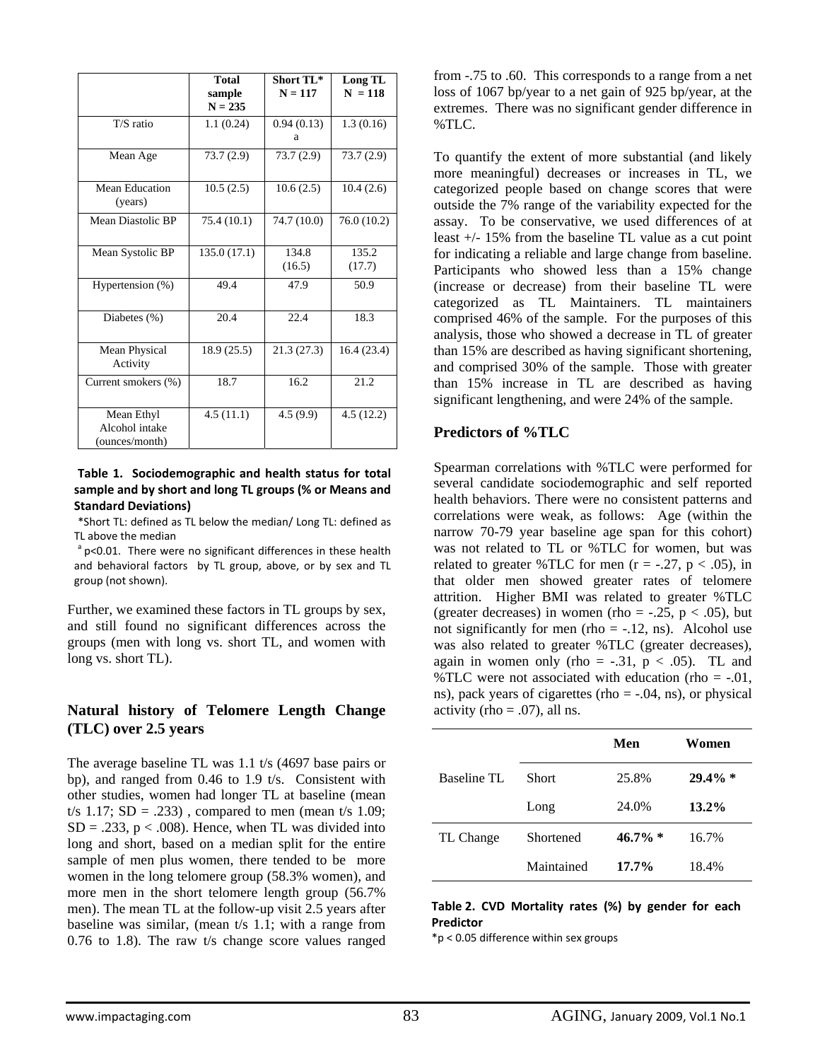| | Total sample N = 235 | Short TL* N = 117 | Long TL N = 118 |
|---|---|---|---|
| T/S ratio | 1.1 (0.24) | 0.94 (0.13) [a] | 1.3 (0.16) |
| Mean Age | 73.7 (2.9) | 73.7 (2.9) | 73.7 (2.9) |
| Mean Education (years) | 10.5 (2.5) | 10.6 (2.5) | 10.4 (2.6) |
| Mean Diastolic BP | 75.4 (10.1) | 74.7 (10.0) | 76.0 (10.2) |
| Mean Systolic BP | 135.0 (17.1) | 134.8 (16.5) | 135.2 (17.7) |
| Hypertension (%) | 49.4 | 47.9 | 50.9 |
| Diabetes (%) | 20.4 | 22.4 | 18.3 |
| Mean Physical Activity | 18.9 (25.5) | 21.3 (27.3) | 16.4 (23.4) |
| Current smokers (%) | 18.7 | 16.2 | 21.2 |
| Mean Ethyl Alcohol intake (ounces/month) | 4.5 (11.1) | 4.5 (9.9) | 4.5 (12.2) |

**Table 1. Sociodemographic and health status for total sample and by short and long TL groups (% or Means and Standard Deviations)**

*Short TL: defined as TL below the median/ Long TL: defined as TL above the median

[a] p<0.01. There were no significant differences in these health and behavioral factors by TL group, above, or by sex and TL group (not shown).

Further, we examined these factors in TL groups by sex, and still found no significant differences across the groups (men with long vs. short TL, and women with long vs. short TL).

## Natural history of Telomere Length Change (TLC) over 2.5 years

The average baseline TL was 1.1 t/s (4697 base pairs or bp), and ranged from 0.46 to 1.9 t/s. Consistent with other studies, women had longer TL at baseline (mean t/s 1.17; SD = .233) , compared to men (mean t/s 1.09; SD = .233, $p < .008$). Hence, when TL was divided into long and short, based on a median split for the entire sample of men plus women, there tended to be more women in the long telomere group (58.3% women), and more men in the short telomere length group (56.7% men). The mean TL at the follow-up visit 2.5 years after baseline was similar, (mean t/s 1.1; with a range from 0.76 to 1.8). The raw t/s change score values ranged from -.75 to .60. This corresponds to a range from a net loss of 1067 bp/year to a net gain of 925 bp/year, at the extremes. There was no significant gender difference in %TLC.

To quantify the extent of more substantial (and likely more meaningful) decreases or increases in TL, we categorized people based on change scores that were outside the 7% range of the variability expected for the assay. To be conservative, we used differences of at least +/- 15% from the baseline TL value as a cut point for indicating a reliable and large change from baseline. Participants who showed less than a 15% change (increase or decrease) from their baseline TL were categorized as TL Maintainers. TL maintainers comprised 46% of the sample. For the purposes of this analysis, those who showed a decrease in TL of greater than 15% are described as having significant shortening, and comprised 30% of the sample. Those with greater than 15% increase in TL are described as having significant lengthening, and were 24% of the sample.

## Predictors of %TLC

Spearman correlations with %TLC were performed for several candidate sociodemographic and self reported health behaviors. There were no consistent patterns and correlations were weak, as follows: Age (within the narrow 70-79 year baseline age span for this cohort) was not related to TL or %TLC for women, but was related to greater %TLC for men ($r = -.27$, $p < .05$), in that older men showed greater rates of telomere attrition. Higher BMI was related to greater %TLC (greater decreases) in women ($rho = -.25$, $p < .05$), but not significantly for men ($rho = -.12$, ns). Alcohol use was also related to greater %TLC (greater decreases), again in women only ($rho = -.31$, $p < .05$). TL and %TLC were not associated with education ($rho = -.01$, ns), pack years of cigarettes ($rho = -.04$, ns), or physical activity ($rho = .07$), all ns.

| | | Men | Women |
|---|---|---|---|
| Baseline TL | Short | 25.8% | **29.4% \*** |
| | Long | 24.0% | **13.2%** |
| TL Change | Shortened | **46.7% \*** | 16.7% |
| | Maintained | **17.7%** | 18.4% |

**Table 2. CVD Mortality rates (%) by gender for each Predictor**

*p < 0.05 difference within sex groups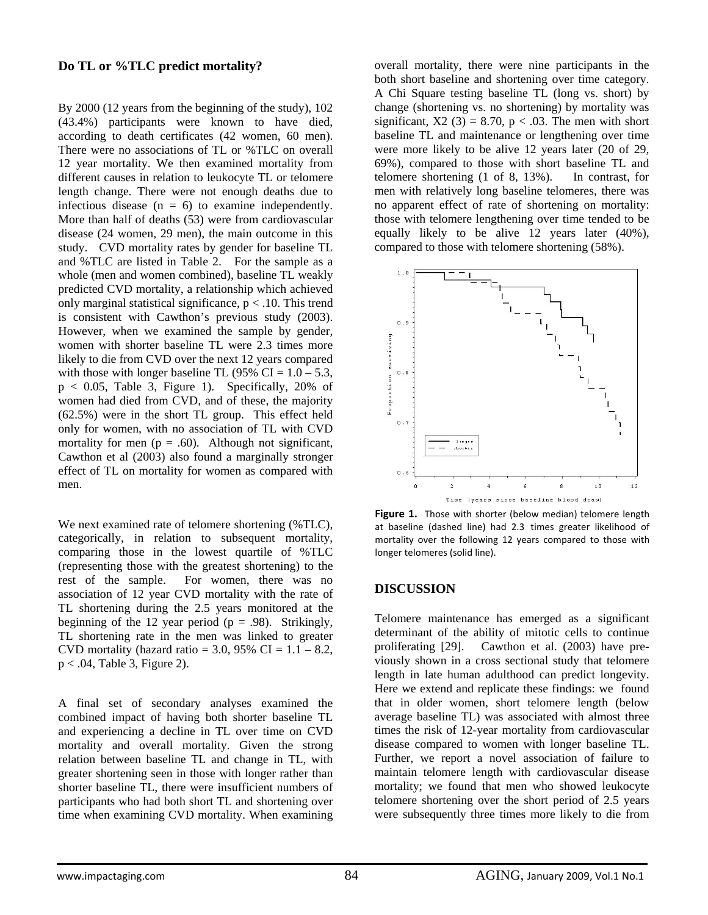### Do TL or %TLC predict mortality?

By 2000 (12 years from the beginning of the study), 102 (43.4%) participants were known to have died, according to death certificates (42 women, 60 men). There were no associations of TL or %TLC on overall 12 year mortality. We then examined mortality from different causes in relation to leukocyte TL or telomere length change. There were not enough deaths due to infectious disease ($n = 6$) to examine independently. More than half of deaths (53) were from cardiovascular disease (24 women, 29 men), the main outcome in this study. CVD mortality rates by gender for baseline TL and %TLC are listed in Table 2. For the sample as a whole (men and women combined), baseline TL weakly predicted CVD mortality, a relationship which achieved only marginal statistical significance, $p < .10$. This trend is consistent with Cawthon's previous study (2003). However, when we examined the sample by gender, women with shorter baseline TL were 2.3 times more likely to die from CVD over the next 12 years compared with those with longer baseline TL (95% CI = 1.0 – 5.3, $p < 0.05$, Table 3, Figure 1). Specifically, 20% of women had died from CVD, and of these, the majority (62.5%) were in the short TL group. This effect held only for women, with no association of TL with CVD mortality for men ($p = .60$). Although not significant, Cawthon et al (2003) also found a marginally stronger effect of TL on mortality for women as compared with men.

We next examined rate of telomere shortening (%TLC), categorically, in relation to subsequent mortality, comparing those in the lowest quartile of %TLC (representing those with the greatest shortening) to the rest of the sample. For women, there was no association of 12 year CVD mortality with the rate of TL shortening during the 2.5 years monitored at the beginning of the 12 year period ($p = .98$). Strikingly, TL shortening rate in the men was linked to greater CVD mortality (hazard ratio = 3.0, 95% CI = 1.1 – 8.2, $p < .04$, Table 3, Figure 2).

A final set of secondary analyses examined the combined impact of having both shorter baseline TL and experiencing a decline in TL over time on CVD mortality and overall mortality. Given the strong relation between baseline TL and change in TL, with greater shortening seen in those with longer rather than shorter baseline TL, there were insufficient numbers of participants who had both short TL and shortening over time when examining CVD mortality. When examining overall mortality, there were nine participants in the both short baseline and shortening over time category. A Chi Square testing baseline TL (long vs. short) by change (shortening vs. no shortening) by mortality was significant, $X2\ (3) = 8.70$, $p < .03$. The men with short baseline TL and maintenance or lengthening over time were more likely to be alive 12 years later (20 of 29, 69%), compared to those with short baseline TL and telomere shortening (1 of 8, 13%). In contrast, for men with relatively long baseline telomeres, there was no apparent effect of rate of shortening on mortality: those with telomere lengthening over time tended to be equally likely to be alive 12 years later (40%), compared to those with telomere shortening (58%).

**Figure 1.** Those with shorter (below median) telomere length at baseline (dashed line) had 2.3 times greater likelihood of mortality over the following 12 years compared to those with longer telomeres (solid line).

## DISCUSSION

Telomere maintenance has emerged as a significant determinant of the ability of mitotic cells to continue proliferating [29]. Cawthon et al. (2003) have previously shown in a cross sectional study that telomere length in late human adulthood can predict longevity. Here we extend and replicate these findings: we found that in older women, short telomere length (below average baseline TL) was associated with almost three times the risk of 12-year mortality from cardiovascular disease compared to women with longer baseline TL. Further, we report a novel association of failure to maintain telomere length with cardiovascular disease mortality; we found that men who showed leukocyte telomere shortening over the short period of 2.5 years were subsequently three times more likely to die from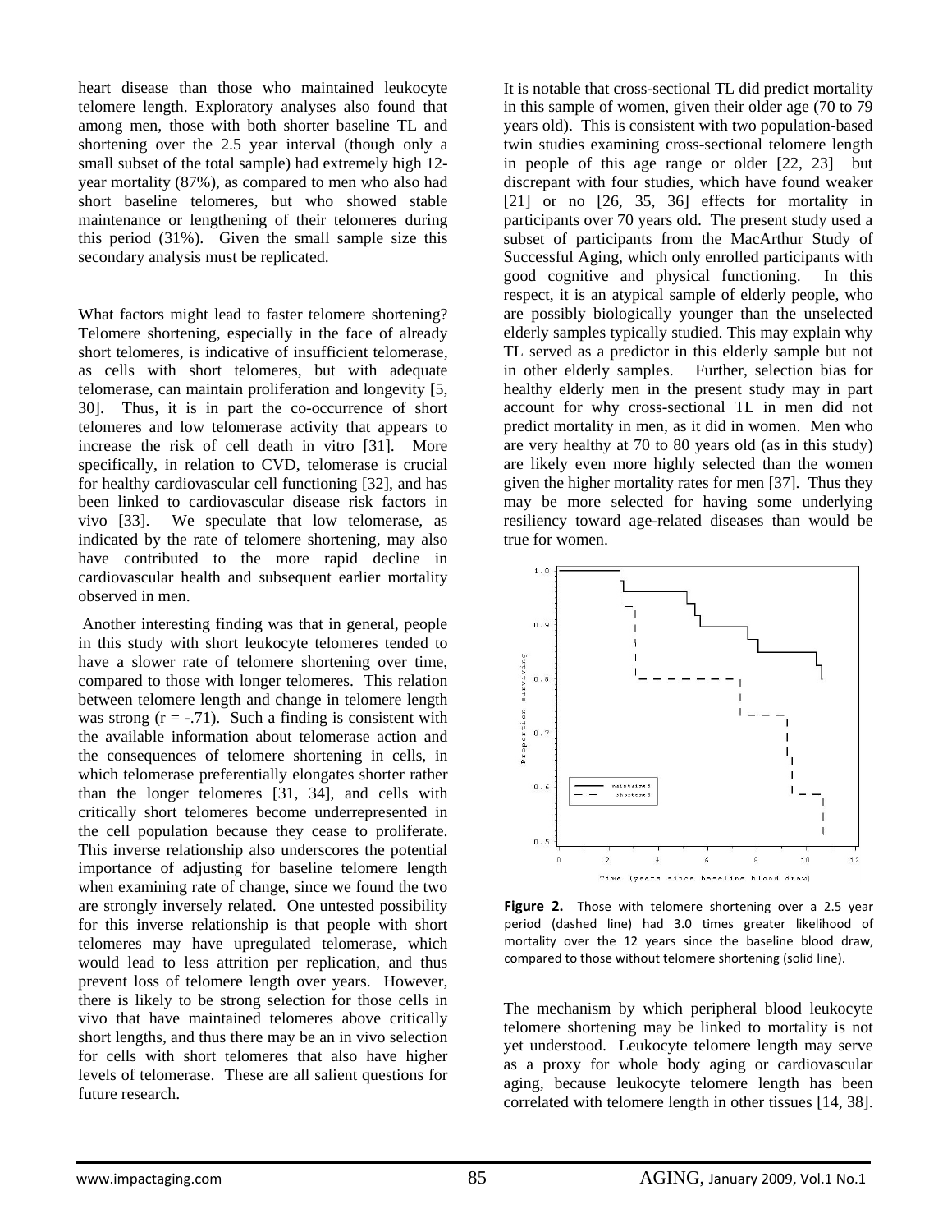heart disease than those who maintained leukocyte telomere length. Exploratory analyses also found that among men, those with both shorter baseline TL and shortening over the 2.5 year interval (though only a small subset of the total sample) had extremely high 12-year mortality (87%), as compared to men who also had short baseline telomeres, but who showed stable maintenance or lengthening of their telomeres during this period (31%). Given the small sample size this secondary analysis must be replicated.

What factors might lead to faster telomere shortening? Telomere shortening, especially in the face of already short telomeres, is indicative of insufficient telomerase, as cells with short telomeres, but with adequate telomerase, can maintain proliferation and longevity [5, 30]. Thus, it is in part the co-occurrence of short telomeres and low telomerase activity that appears to increase the risk of cell death in vitro [31]. More specifically, in relation to CVD, telomerase is crucial for healthy cardiovascular cell functioning [32], and has been linked to cardiovascular disease risk factors in vivo [33]. We speculate that low telomerase, as indicated by the rate of telomere shortening, may also have contributed to the more rapid decline in cardiovascular health and subsequent earlier mortality observed in men.

Another interesting finding was that in general, people in this study with short leukocyte telomeres tended to have a slower rate of telomere shortening over time, compared to those with longer telomeres. This relation between telomere length and change in telomere length was strong ($r = -.71$). Such a finding is consistent with the available information about telomerase action and the consequences of telomere shortening in cells, in which telomerase preferentially elongates shorter rather than the longer telomeres [31, 34], and cells with critically short telomeres become underrepresented in the cell population because they cease to proliferate. This inverse relationship also underscores the potential importance of adjusting for baseline telomere length when examining rate of change, since we found the two are strongly inversely related. One untested possibility for this inverse relationship is that people with short telomeres may have upregulated telomerase, which would lead to less attrition per replication, and thus prevent loss of telomere length over years. However, there is likely to be strong selection for those cells in vivo that have maintained telomeres above critically short lengths, and thus there may be an in vivo selection for cells with short telomeres that also have higher levels of telomerase. These are all salient questions for future research.

It is notable that cross-sectional TL did predict mortality in this sample of women, given their older age (70 to 79 years old). This is consistent with two population-based twin studies examining cross-sectional telomere length in people of this age range or older [22, 23] but discrepant with four studies, which have found weaker [21] or no [26, 35, 36] effects for mortality in participants over 70 years old. The present study used a subset of participants from the MacArthur Study of Successful Aging, which only enrolled participants with good cognitive and physical functioning. In this respect, it is an atypical sample of elderly people, who are possibly biologically younger than the unselected elderly samples typically studied. This may explain why TL served as a predictor in this elderly sample but not in other elderly samples. Further, selection bias for healthy elderly men in the present study may in part account for why cross-sectional TL in men did not predict mortality in men, as it did in women. Men who are very healthy at 70 to 80 years old (as in this study) are likely even more highly selected than the women given the higher mortality rates for men [37]. Thus they may be more selected for having some underlying resiliency toward age-related diseases than would be true for women.

**Figure 2.** Those with telomere shortening over a 2.5 year period (dashed line) had 3.0 times greater likelihood of mortality over the 12 years since the baseline blood draw, compared to those without telomere shortening (solid line).

The mechanism by which peripheral blood leukocyte telomere shortening may be linked to mortality is not yet understood. Leukocyte telomere length may serve as a proxy for whole body aging or cardiovascular aging, because leukocyte telomere length has been correlated with telomere length in other tissues [14, 38].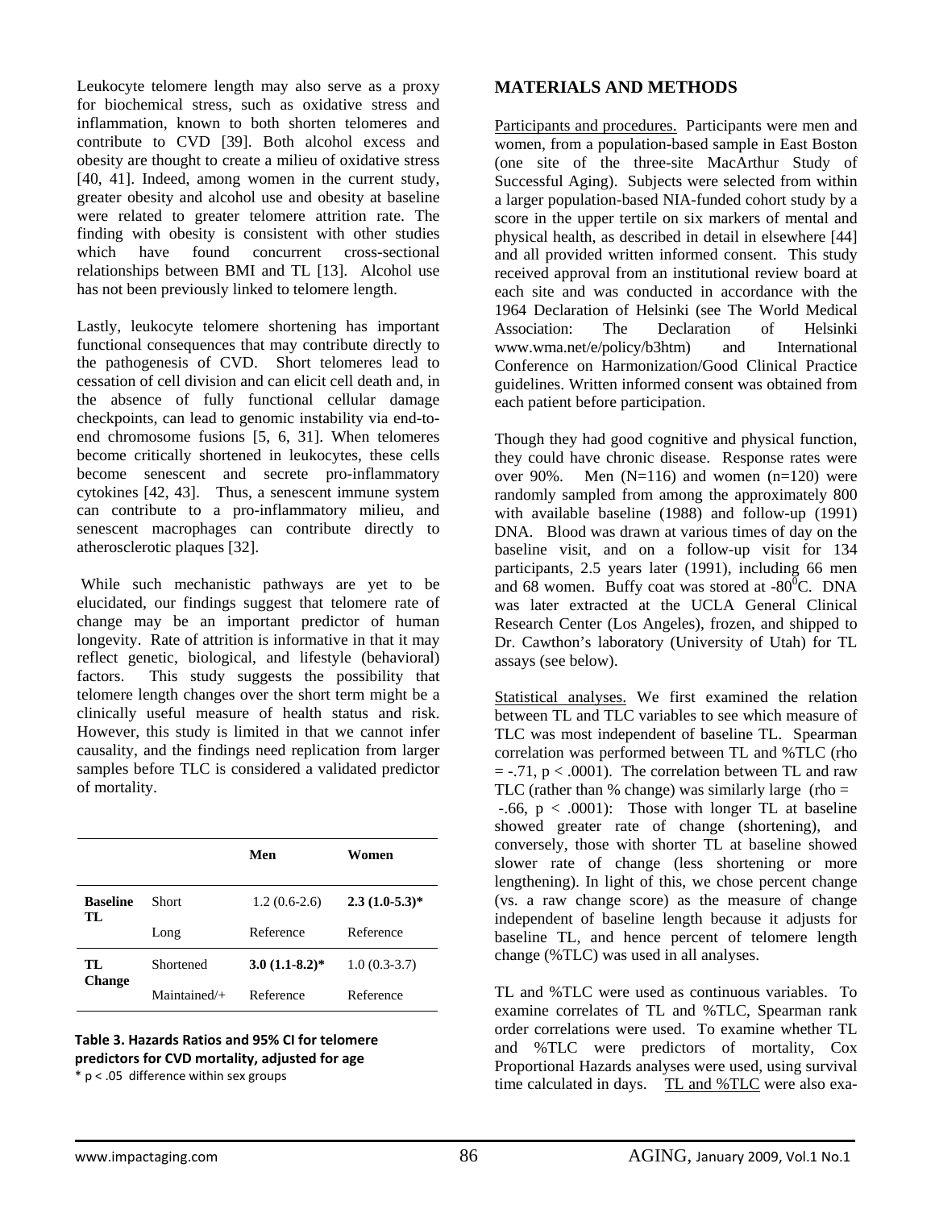Leukocyte telomere length may also serve as a proxy for biochemical stress, such as oxidative stress and inflammation, known to both shorten telomeres and contribute to CVD [39]. Both alcohol excess and obesity are thought to create a milieu of oxidative stress [40, 41]. Indeed, among women in the current study, greater obesity and alcohol use and obesity at baseline were related to greater telomere attrition rate. The finding with obesity is consistent with other studies which have found concurrent cross-sectional relationships between BMI and TL [13]. Alcohol use has not been previously linked to telomere length.

Lastly, leukocyte telomere shortening has important functional consequences that may contribute directly to the pathogenesis of CVD. Short telomeres lead to cessation of cell division and can elicit cell death and, in the absence of fully functional cellular damage checkpoints, can lead to genomic instability via end-to-end chromosome fusions [5, 6, 31]. When telomeres become critically shortened in leukocytes, these cells become senescent and secrete pro-inflammatory cytokines [42, 43]. Thus, a senescent immune system can contribute to a pro-inflammatory milieu, and senescent macrophages can contribute directly to atherosclerotic plaques [32].

While such mechanistic pathways are yet to be elucidated, our findings suggest that telomere rate of change may be an important predictor of human longevity. Rate of attrition is informative in that it may reflect genetic, biological, and lifestyle (behavioral) factors. This study suggests the possibility that telomere length changes over the short term might be a clinically useful measure of health status and risk. However, this study is limited in that we cannot infer causality, and the findings need replication from larger samples before TLC is considered a validated predictor of mortality.

| | | Men | Women |
|---|---|---|---|
| **Baseline TL** | Short | 1.2 (0.6-2.6) | **2.3 (1.0-5.3)*** |
| | Long | Reference | Reference |
| **TL Change** | Shortened | **3.0 (1.1-8.2)*** | 1.0 (0.3-3.7) |
| | Maintained/+ | Reference | Reference |

**Table 3. Hazards Ratios and 95% CI for telomere predictors for CVD mortality, adjusted for age**

* $p < .05$ difference within sex groups

## MATERIALS AND METHODS

Participants and procedures. Participants were men and women, from a population-based sample in East Boston (one site of the three-site MacArthur Study of Successful Aging). Subjects were selected from within a larger population-based NIA-funded cohort study by a score in the upper tertile on six markers of mental and physical health, as described in detail in elsewhere [44] and all provided written informed consent. This study received approval from an institutional review board at each site and was conducted in accordance with the 1964 Declaration of Helsinki (see The World Medical Association: The Declaration of Helsinki www.wma.net/e/policy/b3htm) and International Conference on Harmonization/Good Clinical Practice guidelines. Written informed consent was obtained from each patient before participation.

Though they had good cognitive and physical function, they could have chronic disease. Response rates were over 90%. Men (N=116) and women (n=120) were randomly sampled from among the approximately 800 with available baseline (1988) and follow-up (1991) DNA. Blood was drawn at various times of day on the baseline visit, and on a follow-up visit for 134 participants, 2.5 years later (1991), including 66 men and 68 women. Buffy coat was stored at -80$^0$C. DNA was later extracted at the UCLA General Clinical Research Center (Los Angeles), frozen, and shipped to Dr. Cawthon's laboratory (University of Utah) for TL assays (see below).

Statistical analyses. We first examined the relation between TL and TLC variables to see which measure of TLC was most independent of baseline TL. Spearman correlation was performed between TL and %TLC (rho = -.71, $p < .0001$). The correlation between TL and raw TLC (rather than % change) was similarly large (rho = -.66, $p < .0001$): Those with longer TL at baseline showed greater rate of change (shortening), and conversely, those with shorter TL at baseline showed slower rate of change (less shortening or more lengthening). In light of this, we chose percent change (vs. a raw change score) as the measure of change independent of baseline length because it adjusts for baseline TL, and hence percent of telomere length change (%TLC) was used in all analyses.

TL and %TLC were used as continuous variables. To examine correlates of TL and %TLC, Spearman rank order correlations were used. To examine whether TL and %TLC were predictors of mortality, Cox Proportional Hazards analyses were used, using survival time calculated in days. TL and %TLC were also exa-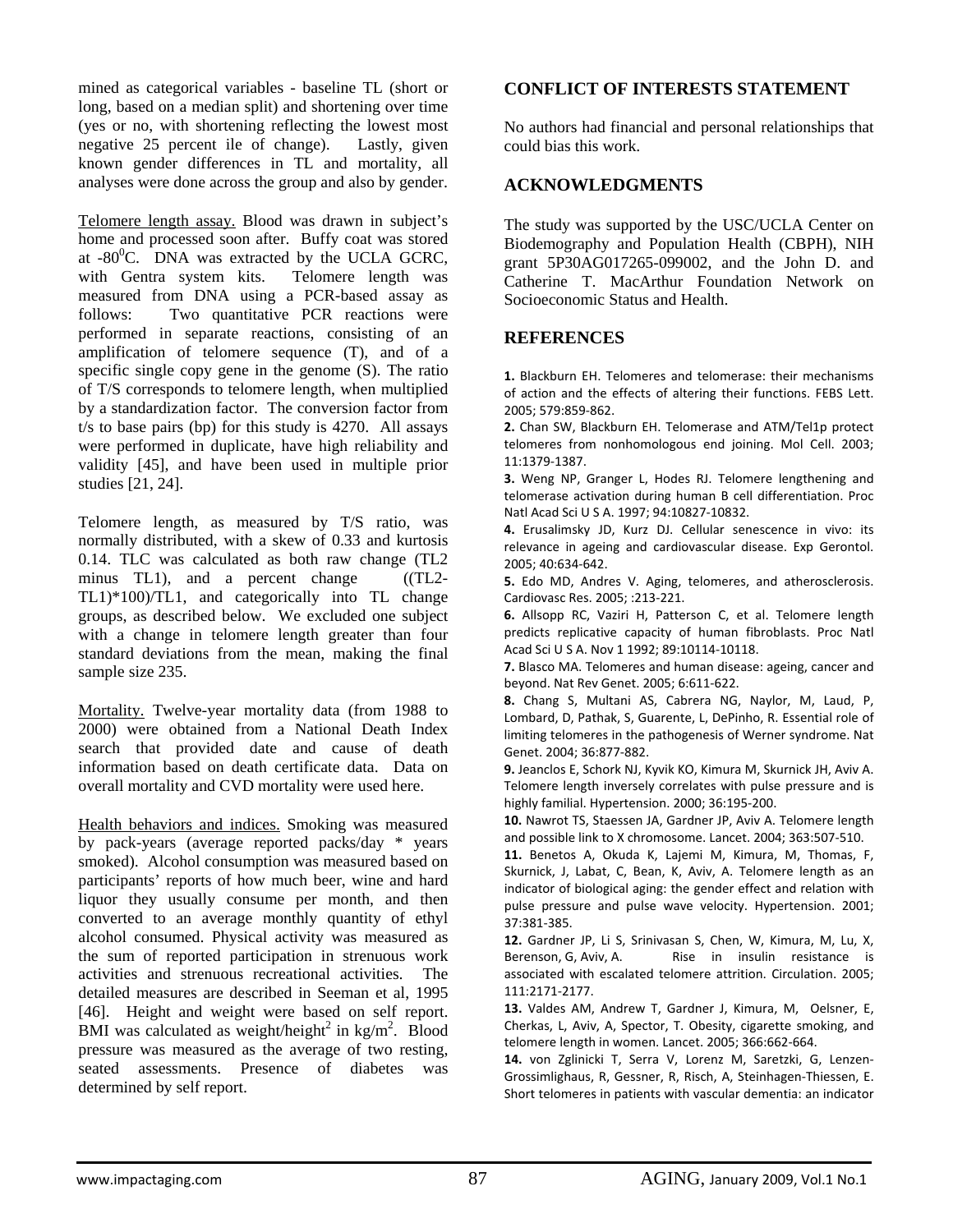mined as categorical variables - baseline TL (short or long, based on a median split) and shortening over time (yes or no, with shortening reflecting the lowest most negative 25 percent ile of change). Lastly, given known gender differences in TL and mortality, all analyses were done across the group and also by gender.

Telomere length assay. Blood was drawn in subject's home and processed soon after. Buffy coat was stored at $-80^0$C. DNA was extracted by the UCLA GCRC, with Gentra system kits. Telomere length was measured from DNA using a PCR-based assay as follows: Two quantitative PCR reactions were performed in separate reactions, consisting of an amplification of telomere sequence (T), and of a specific single copy gene in the genome (S). The ratio of T/S corresponds to telomere length, when multiplied by a standardization factor. The conversion factor from t/s to base pairs (bp) for this study is 4270. All assays were performed in duplicate, have high reliability and validity [45], and have been used in multiple prior studies [21, 24].

Telomere length, as measured by T/S ratio, was normally distributed, with a skew of 0.33 and kurtosis 0.14. TLC was calculated as both raw change (TL2 minus TL1), and a percent change ((TL2-TL1)*100)/TL1, and categorically into TL change groups, as described below. We excluded one subject with a change in telomere length greater than four standard deviations from the mean, making the final sample size 235.

Mortality. Twelve-year mortality data (from 1988 to 2000) were obtained from a National Death Index search that provided date and cause of death information based on death certificate data. Data on overall mortality and CVD mortality were used here.

Health behaviors and indices. Smoking was measured by pack-years (average reported packs/day * years smoked). Alcohol consumption was measured based on participants' reports of how much beer, wine and hard liquor they usually consume per month, and then converted to an average monthly quantity of ethyl alcohol consumed. Physical activity was measured as the sum of reported participation in strenuous work activities and strenuous recreational activities. The detailed measures are described in Seeman et al, 1995 [46]. Height and weight were based on self report. BMI was calculated as weight/height$^2$ in kg/m$^2$. Blood pressure was measured as the average of two resting, seated assessments. Presence of diabetes was determined by self report.

## CONFLICT OF INTERESTS STATEMENT

No authors had financial and personal relationships that could bias this work.

## ACKNOWLEDGMENTS

The study was supported by the USC/UCLA Center on Biodemography and Population Health (CBPH), NIH grant 5P30AG017265-099002, and the John D. and Catherine T. MacArthur Foundation Network on Socioeconomic Status and Health.

## REFERENCES

**1.** Blackburn EH. Telomeres and telomerase: their mechanisms of action and the effects of altering their functions. FEBS Lett. 2005; 579:859-862.

**2.** Chan SW, Blackburn EH. Telomerase and ATM/Tel1p protect telomeres from nonhomologous end joining. Mol Cell. 2003; 11:1379-1387.

**3.** Weng NP, Granger L, Hodes RJ. Telomere lengthening and telomerase activation during human B cell differentiation. Proc Natl Acad Sci U S A. 1997; 94:10827-10832.

**4.** Erusalimsky JD, Kurz DJ. Cellular senescence in vivo: its relevance in ageing and cardiovascular disease. Exp Gerontol. 2005; 40:634-642.

**5.** Edo MD, Andres V. Aging, telomeres, and atherosclerosis. Cardiovasc Res. 2005; :213-221.

**6.** Allsopp RC, Vaziri H, Patterson C, et al. Telomere length predicts replicative capacity of human fibroblasts. Proc Natl Acad Sci U S A. Nov 1 1992; 89:10114-10118.

**7.** Blasco MA. Telomeres and human disease: ageing, cancer and beyond. Nat Rev Genet. 2005; 6:611-622.

**8.** Chang S, Multani AS, Cabrera NG, Naylor, M, Laud, P, Lombard, D, Pathak, S, Guarente, L, DePinho, R. Essential role of limiting telomeres in the pathogenesis of Werner syndrome. Nat Genet. 2004; 36:877-882.

**9.** Jeanclos E, Schork NJ, Kyvik KO, Kimura M, Skurnick JH, Aviv A. Telomere length inversely correlates with pulse pressure and is highly familial. Hypertension. 2000; 36:195-200.

**10.** Nawrot TS, Staessen JA, Gardner JP, Aviv A. Telomere length and possible link to X chromosome. Lancet. 2004; 363:507-510.

**11.** Benetos A, Okuda K, Lajemi M, Kimura, M, Thomas, F, Skurnick, J, Labat, C, Bean, K, Aviv, A. Telomere length as an indicator of biological aging: the gender effect and relation with pulse pressure and pulse wave velocity. Hypertension. 2001; 37:381-385.

**12.** Gardner JP, Li S, Srinivasan S, Chen, W, Kimura, M, Lu, X, Berenson, G, Aviv, A. Rise in insulin resistance is associated with escalated telomere attrition. Circulation. 2005; 111:2171-2177.

**13.** Valdes AM, Andrew T, Gardner J, Kimura, M, Oelsner, E, Cherkas, L, Aviv, A, Spector, T. Obesity, cigarette smoking, and telomere length in women. Lancet. 2005; 366:662-664.

**14.** von Zglinicki T, Serra V, Lorenz M, Saretzki, G, Lenzen-Grossimlighaus, R, Gessner, R, Risch, A, Steinhagen-Thiessen, E. Short telomeres in patients with vascular dementia: an indicator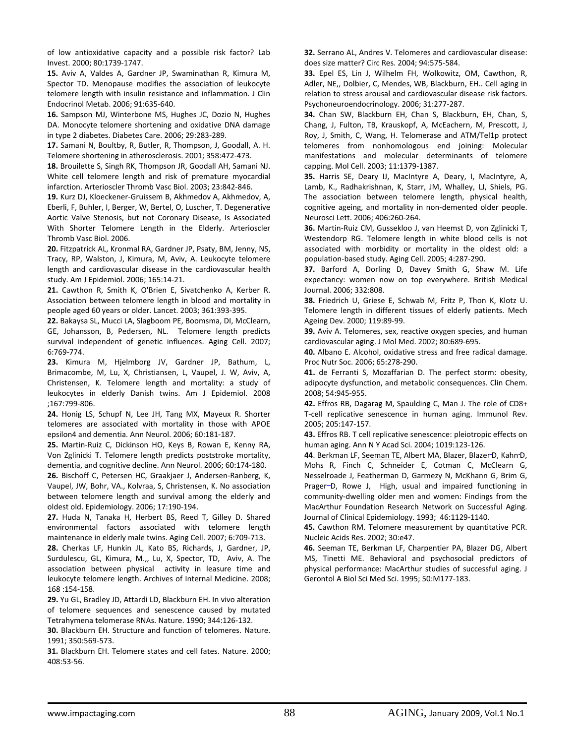of low antioxidative capacity and a possible risk factor? Lab Invest. 2000; 80:1739-1747.

**15.** Aviv A, Valdes A, Gardner JP, Swaminathan R, Kimura M, Spector TD. Menopause modifies the association of leukocyte telomere length with insulin resistance and inflammation. J Clin Endocrinol Metab. 2006; 91:635-640.

**16.** Sampson MJ, Winterbone MS, Hughes JC, Dozio N, Hughes DA. Monocyte telomere shortening and oxidative DNA damage in type 2 diabetes. Diabetes Care. 2006; 29:283-289.

**17.** Samani N, Boultby, R, Butler, R, Thompson, J, Goodall, A. H. Telomere shortening in atherosclerosis. 2001; 358:472-473.

**18.** Brouilette S, Singh RK, Thompson JR, Goodall AH, Samani NJ. White cell telomere length and risk of premature myocardial infarction. Arterioscler Thromb Vasc Biol. 2003; 23:842-846.

**19.** Kurz DJ, Kloeckener-Gruissem B, Akhmedov A, Akhmedov, A, Eberli, F, Buhler, I, Berger, W, Bertel, O, Luscher, T. Degenerative Aortic Valve Stenosis, but not Coronary Disease, Is Associated With Shorter Telomere Length in the Elderly. Arterioscler Thromb Vasc Biol. 2006.

**20.** Fitzpatrick AL, Kronmal RA, Gardner JP, Psaty, BM, Jenny, NS, Tracy, RP, Walston, J, Kimura, M, Aviv, A. Leukocyte telomere length and cardiovascular disease in the cardiovascular health study. Am J Epidemiol. 2006; 165:14-21.

**21.** Cawthon R, Smith K, O'Brien E, Sivatchenko A, Kerber R. Association between telomere length in blood and mortality in people aged 60 years or older. Lancet. 2003; 361:393-395.

**22.** Bakaysa SL, Mucci LA, Slagboom PE, Boomsma, DI, McClearn, GE, Johansson, B, Pedersen, NL. Telomere length predicts survival independent of genetic influences. Aging Cell. 2007; 6:769-774.

**23.** Kimura M, Hjelmborg JV, Gardner JP, Bathum, L, Brimacombe, M, Lu, X, Christiansen, L, Vaupel, J. W, Aviv, A, Christensen, K. Telomere length and mortality: a study of leukocytes in elderly Danish twins. Am J Epidemiol. 2008 ;167:799-806.

**24.** Honig LS, Schupf N, Lee JH, Tang MX, Mayeux R. Shorter telomeres are associated with mortality in those with APOE epsilon4 and dementia. Ann Neurol. 2006; 60:181-187.

**25.** Martin-Ruiz C, Dickinson HO, Keys B, Rowan E, Kenny RA, Von Zglinicki T. Telomere length predicts poststroke mortality, dementia, and cognitive decline. Ann Neurol. 2006; 60:174-180.

**26.** Bischoff C, Petersen HC, Graakjaer J, Andersen-Ranberg, K, Vaupel, JW, Bohr, VA., Kolvraa, S, Christensen, K. No association between telomere length and survival among the elderly and oldest old. Epidemiology. 2006; 17:190-194.

**27.** Huda N, Tanaka H, Herbert BS, Reed T, Gilley D. Shared environmental factors associated with telomere length maintenance in elderly male twins. Aging Cell. 2007; 6:709-713.

**28.** Cherkas LF, Hunkin JL, Kato BS, Richards, J, Gardner, JP, Surdulescu, GL, Kimura, M.,, Lu, X, Spector, TD, Aviv, A. The association between physical activity in leasure time and leukocyte telomere length. Archives of Internal Medicine. 2008; 168 :154-158.

**29.** Yu GL, Bradley JD, Attardi LD, Blackburn EH. In vivo alteration of telomere sequences and senescence caused by mutated Tetrahymena telomerase RNAs. Nature. 1990; 344:126-132.

**30.** Blackburn EH. Structure and function of telomeres. Nature. 1991; 350:569-573.

**31.** Blackburn EH. Telomere states and cell fates. Nature. 2000; 408:53-56.

**32.** Serrano AL, Andres V. Telomeres and cardiovascular disease: does size matter? Circ Res. 2004; 94:575-584.

**33.** Epel ES, Lin J, Wilhelm FH, Wolkowitz, OM, Cawthon, R, Adler, NE,, Dolbier, C, Mendes, WB, Blackburn, EH.. Cell aging in relation to stress arousal and cardiovascular disease risk factors. Psychoneuroendocrinology. 2006; 31:277-287.

**34.** Chan SW, Blackburn EH, Chan S, Blackburn, EH, Chan, S, Chang, J, Fulton, TB, Krauskopf, A, McEachern, M, Prescott, J, Roy, J, Smith, C, Wang, H. Telomerase and ATM/Tel1p protect telomeres from nonhomologous end joining: Molecular manifestations and molecular determinants of telomere capping. Mol Cell. 2003; 11:1379-1387.

**35.** Harris SE, Deary IJ, MacIntyre A, Deary, I, MacIntyre, A, Lamb, K., Radhakrishnan, K, Starr, JM, Whalley, LJ, Shiels, PG. The association between telomere length, physical health, cognitive ageing, and mortality in non-demented older people. Neurosci Lett. 2006; 406:260-264.

**36.** Martin-Ruiz CM, Gussekloo J, van Heemst D, von Zglinicki T, Westendorp RG. Telomere length in white blood cells is not associated with morbidity or mortality in the oldest old: a population-based study. Aging Cell. 2005; 4:287-290.

**37.** Barford A, Dorling D, Davey Smith G, Shaw M. Life expectancy: women now on top everywhere. British Medical Journal. 2006; 332:808.

**38.** Friedrich U, Griese E, Schwab M, Fritz P, Thon K, Klotz U. Telomere length in different tissues of elderly patients. Mech Ageing Dev. 2000; 119:89-99.

**39.** Aviv A. Telomeres, sex, reactive oxygen species, and human cardiovascular aging. J Mol Med. 2002; 80:689-695.

**40.** Albano E. Alcohol, oxidative stress and free radical damage. Proc Nutr Soc. 2006; 65:278-290.

**41.** de Ferranti S, Mozaffarian D. The perfect storm: obesity, adipocyte dysfunction, and metabolic consequences. Clin Chem. 2008; 54:945-955.

**42.** Effros RB, Dagarag M, Spaulding C, Man J. The role of CD8+ T-cell replicative senescence in human aging. Immunol Rev. 2005; 205:147-157.

**43.** Effros RB. T cell replicative senescence: pleiotropic effects on human aging. Ann N Y Acad Sci. 2004; 1019:123-126.

**44**. Berkman LF, Seeman TE, Albert MA, Blazer, Blazer D, Kahn D, Mohs R, Finch C, Schneider E, Cotman C, McClearn G, Nesselroade J, Featherman D, Garmezy N, McKhann G, Brim G, Prager D, Rowe J, High, usual and impaired functioning in community-dwelling older men and women: Findings from the MacArthur Foundation Research Network on Successful Aging. Journal of Clinical Epidemiology. 1993; 46:1129-1140.

**45.** Cawthon RM. Telomere measurement by quantitative PCR. Nucleic Acids Res. 2002; 30:e47.

**46.** Seeman TE, Berkman LF, Charpentier PA, Blazer DG, Albert MS, Tinetti ME. Behavioral and psychosocial predictors of physical performance: MacArthur studies of successful aging. J Gerontol A Biol Sci Med Sci. 1995; 50:M177-183.